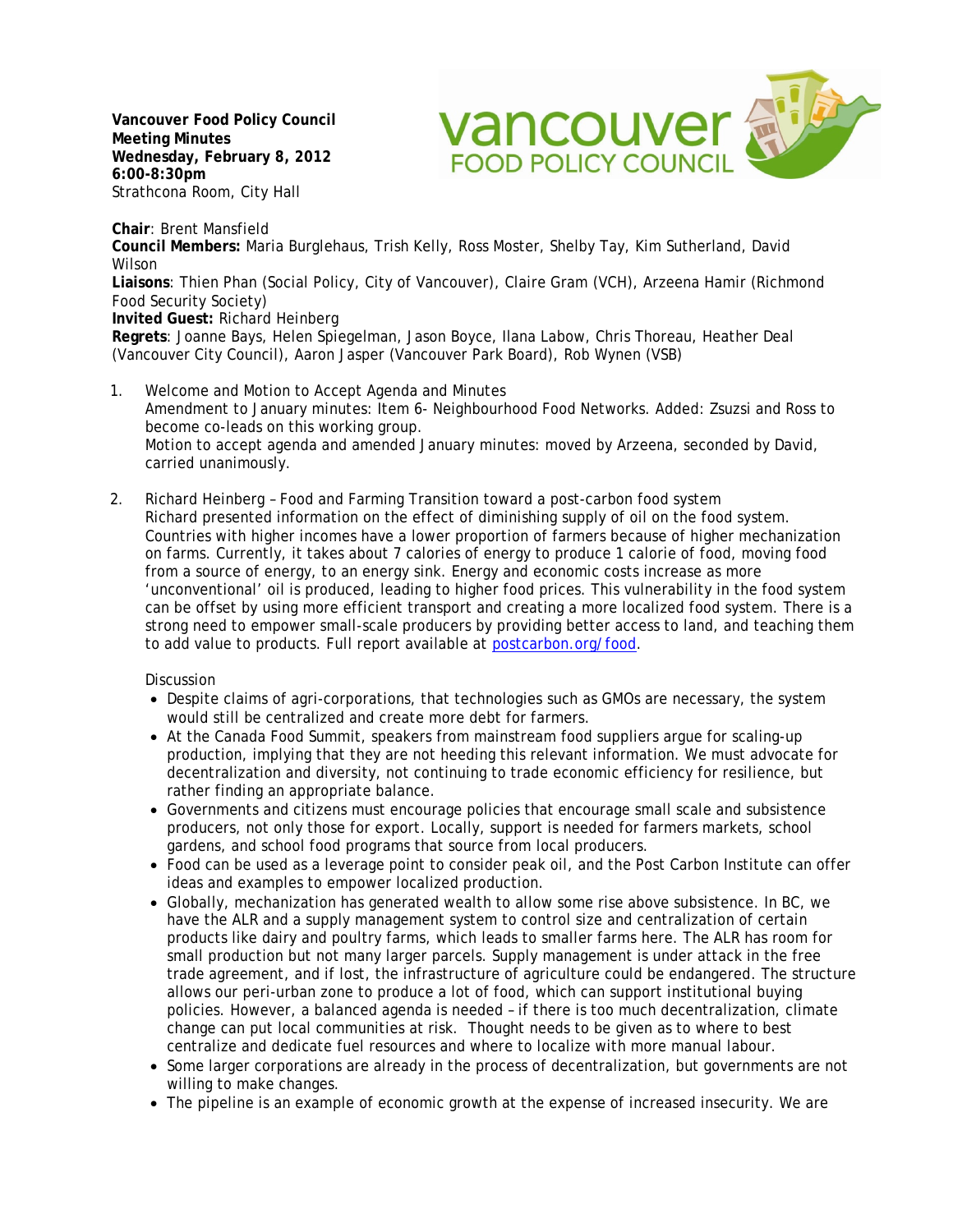**Vancouver Food Policy Council**
**Meeting Minutes**
**Wednesday, February 8, 2012**
**6:00-8:30pm**
Strathcona Room, City Hall

**Chair**: Brent Mansfield
**Council Members:** Maria Burglehaus, Trish Kelly, Ross Moster, Shelby Tay, Kim Sutherland, David Wilson
**Liaisons**: Thien Phan (Social Policy, City of Vancouver), Claire Gram (VCH), Arzeena Hamir (Richmond Food Security Society)
**Invited Guest:** Richard Heinberg
**Regrets**: Joanne Bays, Helen Spiegelman, Jason Boyce, Ilana Labow, Chris Thoreau, Heather Deal (Vancouver City Council), Aaron Jasper (Vancouver Park Board), Rob Wynen (VSB)

1. Welcome and Motion to Accept Agenda and Minutes
   Amendment to January minutes: Item 6- Neighbourhood Food Networks. Added: Zsuzsi and Ross to become co-leads on this working group.
   Motion to accept agenda and amended January minutes: moved by Arzeena, seconded by David, carried unanimously.

2. Richard Heinberg – Food and Farming Transition toward a post-carbon food system
   Richard presented information on the effect of diminishing supply of oil on the food system. Countries with higher incomes have a lower proportion of farmers because of higher mechanization on farms. Currently, it takes about 7 calories of energy to produce 1 calorie of food, moving food from a source of energy, to an energy sink. Energy and economic costs increase as more 'unconventional' oil is produced, leading to higher food prices. This vulnerability in the food system can be offset by using more efficient transport and creating a more localized food system. There is a strong need to empower small-scale producers by providing better access to land, and teaching them to add value to products. Full report available at [postcarbon.org/food](postcarbon.org/food).

   Discussion
   - Despite claims of agri-corporations, that technologies such as GMOs are necessary, the system would still be centralized and create more debt for farmers.
   - At the Canada Food Summit, speakers from mainstream food suppliers argue for scaling-up production, implying that they are not heeding this relevant information. We must advocate for decentralization and diversity, not continuing to trade economic efficiency for resilience, but rather finding an appropriate balance.
   - Governments and citizens must encourage policies that encourage small scale and subsistence producers, not only those for export. Locally, support is needed for farmers markets, school gardens, and school food programs that source from local producers.
   - Food can be used as a leverage point to consider peak oil, and the Post Carbon Institute can offer ideas and examples to empower localized production.
   - Globally, mechanization has generated wealth to allow some rise above subsistence. In BC, we have the ALR and a supply management system to control size and centralization of certain products like dairy and poultry farms, which leads to smaller farms here. The ALR has room for small production but not many larger parcels. Supply management is under attack in the free trade agreement, and if lost, the infrastructure of agriculture could be endangered. The structure allows our peri-urban zone to produce a lot of food, which can support institutional buying policies. However, a balanced agenda is needed – if there is too much decentralization, climate change can put local communities at risk. Thought needs to be given as to where to best centralize and dedicate fuel resources and where to localize with more manual labour.
   - Some larger corporations are already in the process of decentralization, but governments are not willing to make changes.
   - The pipeline is an example of economic growth at the expense of increased insecurity. We are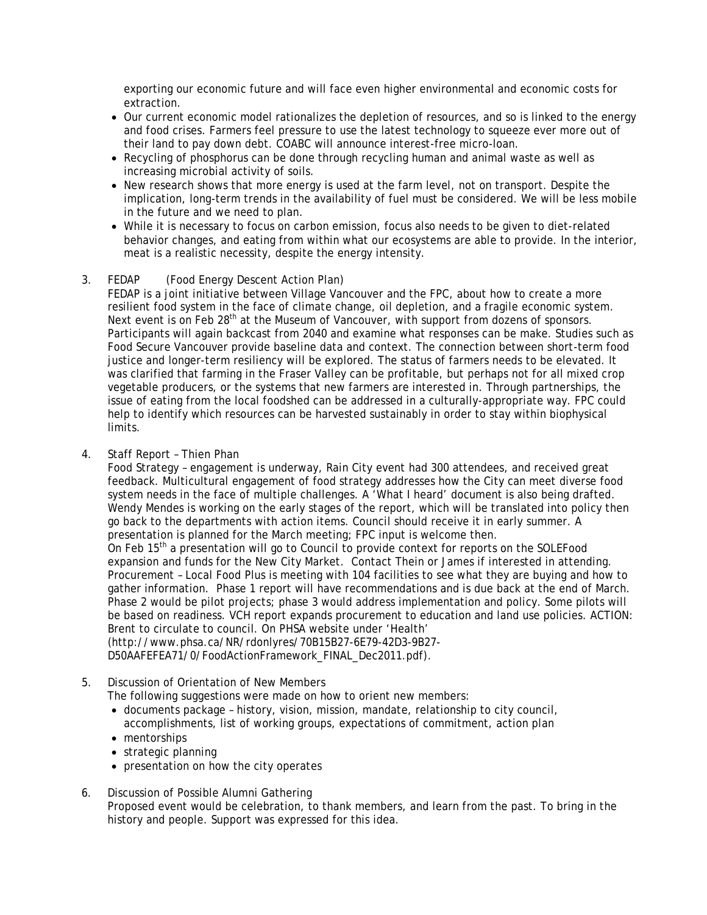exporting our economic future and will face even higher environmental and economic costs for extraction.

- Our current economic model rationalizes the depletion of resources, and so is linked to the energy and food crises. Farmers feel pressure to use the latest technology to squeeze ever more out of their land to pay down debt. COABC will announce interest-free micro-loan.
- Recycling of phosphorus can be done through recycling human and animal waste as well as increasing microbial activity of soils.
- New research shows that more energy is used at the farm level, not on transport. Despite the implication, long-term trends in the availability of fuel must be considered. We will be less mobile in the future and we need to plan.
- While it is necessary to focus on carbon emission, focus also needs to be given to diet-related behavior changes, and eating from within what our ecosystems are able to provide. In the interior, meat is a realistic necessity, despite the energy intensity.

3. FEDAP (Food Energy Descent Action Plan)

   FEDAP is a joint initiative between Village Vancouver and the FPC, about how to create a more resilient food system in the face of climate change, oil depletion, and a fragile economic system. Next event is on Feb 28th at the Museum of Vancouver, with support from dozens of sponsors. Participants will again backcast from 2040 and examine what responses can be make. Studies such as Food Secure Vancouver provide baseline data and context. The connection between short-term food justice and longer-term resiliency will be explored. The status of farmers needs to be elevated. It was clarified that farming in the Fraser Valley can be profitable, but perhaps not for all mixed crop vegetable producers, or the systems that new farmers are interested in. Through partnerships, the issue of eating from the local foodshed can be addressed in a culturally-appropriate way. FPC could help to identify which resources can be harvested sustainably in order to stay within biophysical limits.

4. Staff Report – Thien Phan

   Food Strategy – engagement is underway, Rain City event had 300 attendees, and received great feedback. Multicultural engagement of food strategy addresses how the City can meet diverse food system needs in the face of multiple challenges. A 'What I heard' document is also being drafted. Wendy Mendes is working on the early stages of the report, which will be translated into policy then go back to the departments with action items. Council should receive it in early summer. A presentation is planned for the March meeting; FPC input is welcome then.

   On Feb 15th a presentation will go to Council to provide context for reports on the SOLEFood expansion and funds for the New City Market. Contact Thein or James if interested in attending.

   Procurement – Local Food Plus is meeting with 104 facilities to see what they are buying and how to gather information. Phase 1 report will have recommendations and is due back at the end of March. Phase 2 would be pilot projects; phase 3 would address implementation and policy. Some pilots will be based on readiness. VCH report expands procurement to education and land use policies. ACTION: Brent to circulate to council. On PHSA website under 'Health' (http://www.phsa.ca/NR/rdonlyres/70B15B27-6E79-42D3-9B27-D50AAFEFEA71/0/FoodActionFramework_FINAL_Dec2011.pdf).

5. Discussion of Orientation of New Members

   The following suggestions were made on how to orient new members:
   - documents package – history, vision, mission, mandate, relationship to city council, accomplishments, list of working groups, expectations of commitment, action plan
   - mentorships
   - strategic planning
   - presentation on how the city operates

6. Discussion of Possible Alumni Gathering

   Proposed event would be celebration, to thank members, and learn from the past. To bring in the history and people. Support was expressed for this idea.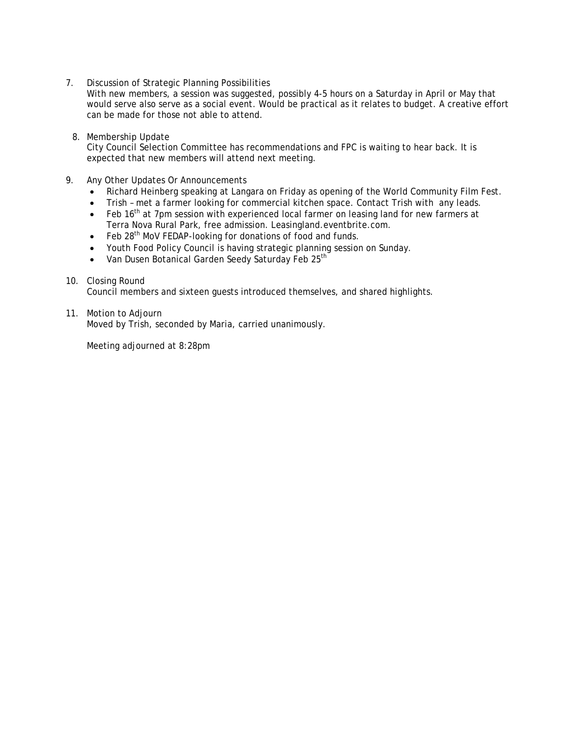7. Discussion of Strategic Planning Possibilities

   With new members, a session was suggested, possibly 4-5 hours on a Saturday in April or May that would serve also serve as a social event. Would be practical as it relates to budget. A creative effort can be made for those not able to attend.

8. Membership Update

   City Council Selection Committee has recommendations and FPC is waiting to hear back. It is expected that new members will attend next meeting.

9. Any Other Updates Or Announcements

   - Richard Heinberg speaking at Langara on Friday as opening of the World Community Film Fest.
   - Trish – met a farmer looking for commercial kitchen space. Contact Trish with any leads.
   - Feb 16th at 7pm session with experienced local farmer on leasing land for new farmers at Terra Nova Rural Park, free admission. Leasingland.eventbrite.com.
   - Feb 28th MoV FEDAP-looking for donations of food and funds.
   - Youth Food Policy Council is having strategic planning session on Sunday.
   - Van Dusen Botanical Garden Seedy Saturday Feb 25th

10. Closing Round

    Council members and sixteen guests introduced themselves, and shared highlights.

11. Motion to Adjourn

    Moved by Trish, seconded by Maria, carried unanimously.

    Meeting adjourned at 8:28pm